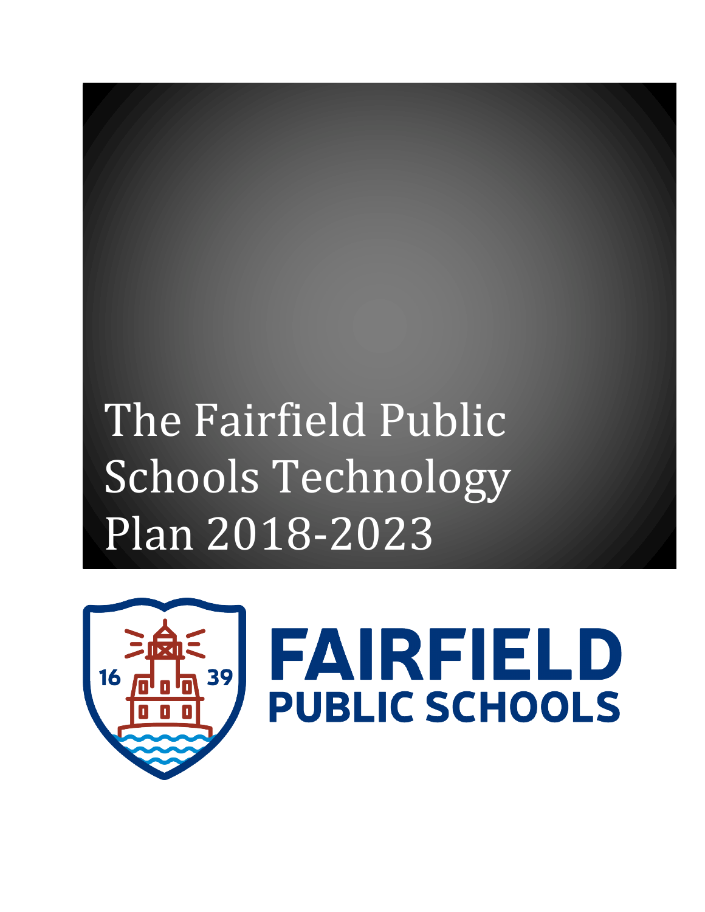# The Fairfield Public Schools Technology Plan 2018-2023

FAIRFIELD PUBLIC SCHOOLS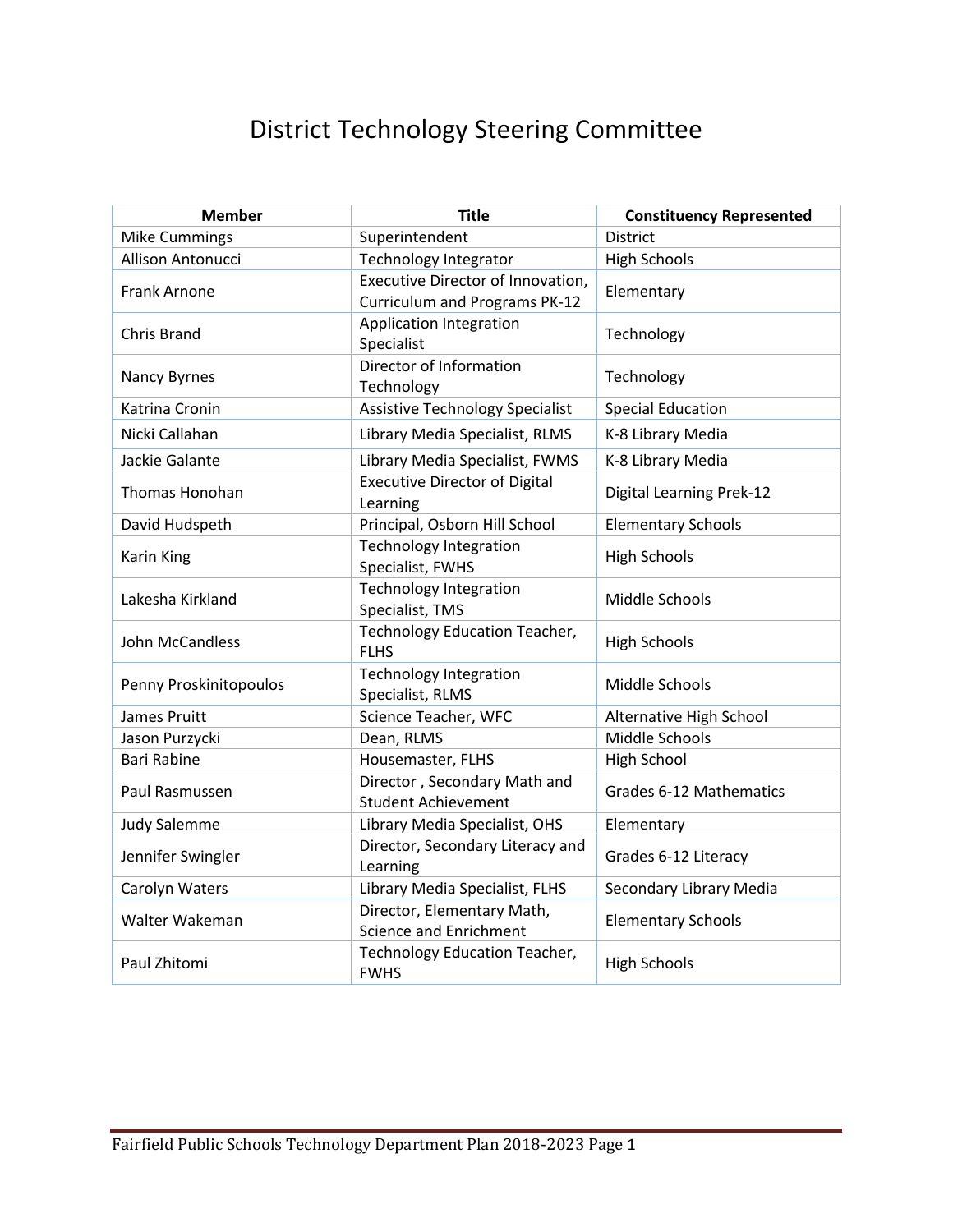# District Technology Steering Committee

| Member | Title | Constituency Represented |
|---|---|---|
| Mike Cummings | Superintendent | District |
| Allison Antonucci | Technology Integrator | High Schools |
| Frank Arnone | Executive Director of Innovation, Curriculum and Programs PK-12 | Elementary |
| Chris Brand | Application Integration Specialist | Technology |
| Nancy Byrnes | Director of Information Technology | Technology |
| Katrina Cronin | Assistive Technology Specialist | Special Education |
| Nicki Callahan | Library Media Specialist, RLMS | K-8 Library Media |
| Jackie Galante | Library Media Specialist, FWMS | K-8 Library Media |
| Thomas Honohan | Executive Director of Digital Learning | Digital Learning Prek-12 |
| David Hudspeth | Principal, Osborn Hill School | Elementary Schools |
| Karin King | Technology Integration Specialist, FWHS | High Schools |
| Lakesha Kirkland | Technology Integration Specialist, TMS | Middle Schools |
| John McCandless | Technology Education Teacher, FLHS | High Schools |
| Penny Proskinitopoulos | Technology Integration Specialist, RLMS | Middle Schools |
| James Pruitt | Science Teacher, WFC | Alternative High School |
| Jason Purzycki | Dean, RLMS | Middle Schools |
| Bari Rabine | Housemaster, FLHS | High School |
| Paul Rasmussen | Director , Secondary Math and Student Achievement | Grades 6-12 Mathematics |
| Judy Salemme | Library Media Specialist, OHS | Elementary |
| Jennifer Swingler | Director, Secondary Literacy and Learning | Grades 6-12 Literacy |
| Carolyn Waters | Library Media Specialist, FLHS | Secondary Library Media |
| Walter Wakeman | Director, Elementary Math, Science and Enrichment | Elementary Schools |
| Paul Zhitomi | Technology Education Teacher, FWHS | High Schools |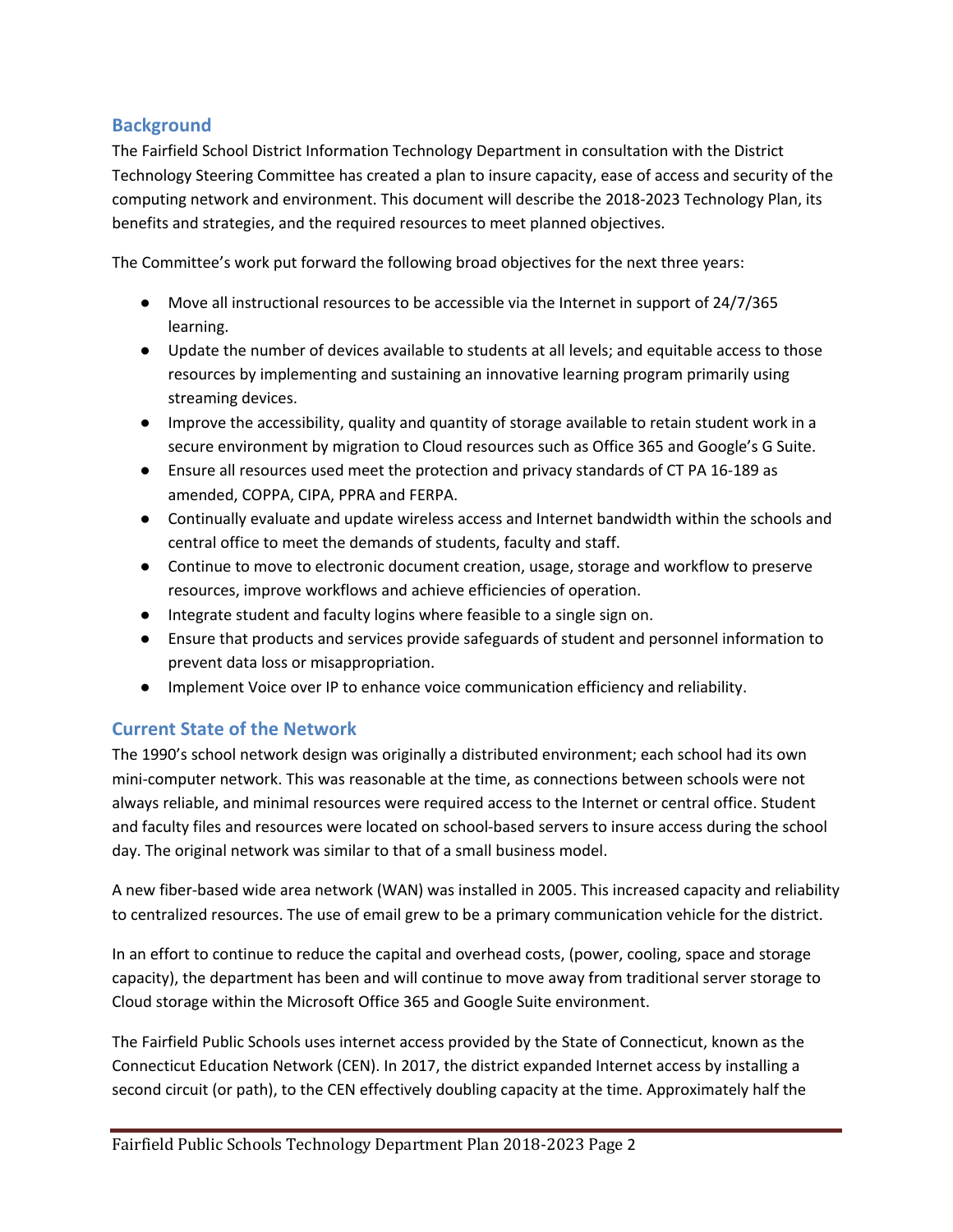## Background

The Fairfield School District Information Technology Department in consultation with the District Technology Steering Committee has created a plan to insure capacity, ease of access and security of the computing network and environment. This document will describe the 2018-2023 Technology Plan, its benefits and strategies, and the required resources to meet planned objectives.

The Committee's work put forward the following broad objectives for the next three years:

- Move all instructional resources to be accessible via the Internet in support of 24/7/365 learning.
- Update the number of devices available to students at all levels; and equitable access to those resources by implementing and sustaining an innovative learning program primarily using streaming devices.
- Improve the accessibility, quality and quantity of storage available to retain student work in a secure environment by migration to Cloud resources such as Office 365 and Google's G Suite.
- Ensure all resources used meet the protection and privacy standards of CT PA 16-189 as amended, COPPA, CIPA, PPRA and FERPA.
- Continually evaluate and update wireless access and Internet bandwidth within the schools and central office to meet the demands of students, faculty and staff.
- Continue to move to electronic document creation, usage, storage and workflow to preserve resources, improve workflows and achieve efficiencies of operation.
- Integrate student and faculty logins where feasible to a single sign on.
- Ensure that products and services provide safeguards of student and personnel information to prevent data loss or misappropriation.
- Implement Voice over IP to enhance voice communication efficiency and reliability.

## Current State of the Network

The 1990's school network design was originally a distributed environment; each school had its own mini-computer network. This was reasonable at the time, as connections between schools were not always reliable, and minimal resources were required access to the Internet or central office. Student and faculty files and resources were located on school-based servers to insure access during the school day. The original network was similar to that of a small business model.

A new fiber-based wide area network (WAN) was installed in 2005. This increased capacity and reliability to centralized resources. The use of email grew to be a primary communication vehicle for the district.

In an effort to continue to reduce the capital and overhead costs, (power, cooling, space and storage capacity), the department has been and will continue to move away from traditional server storage to Cloud storage within the Microsoft Office 365 and Google Suite environment.

The Fairfield Public Schools uses internet access provided by the State of Connecticut, known as the Connecticut Education Network (CEN). In 2017, the district expanded Internet access by installing a second circuit (or path), to the CEN effectively doubling capacity at the time. Approximately half the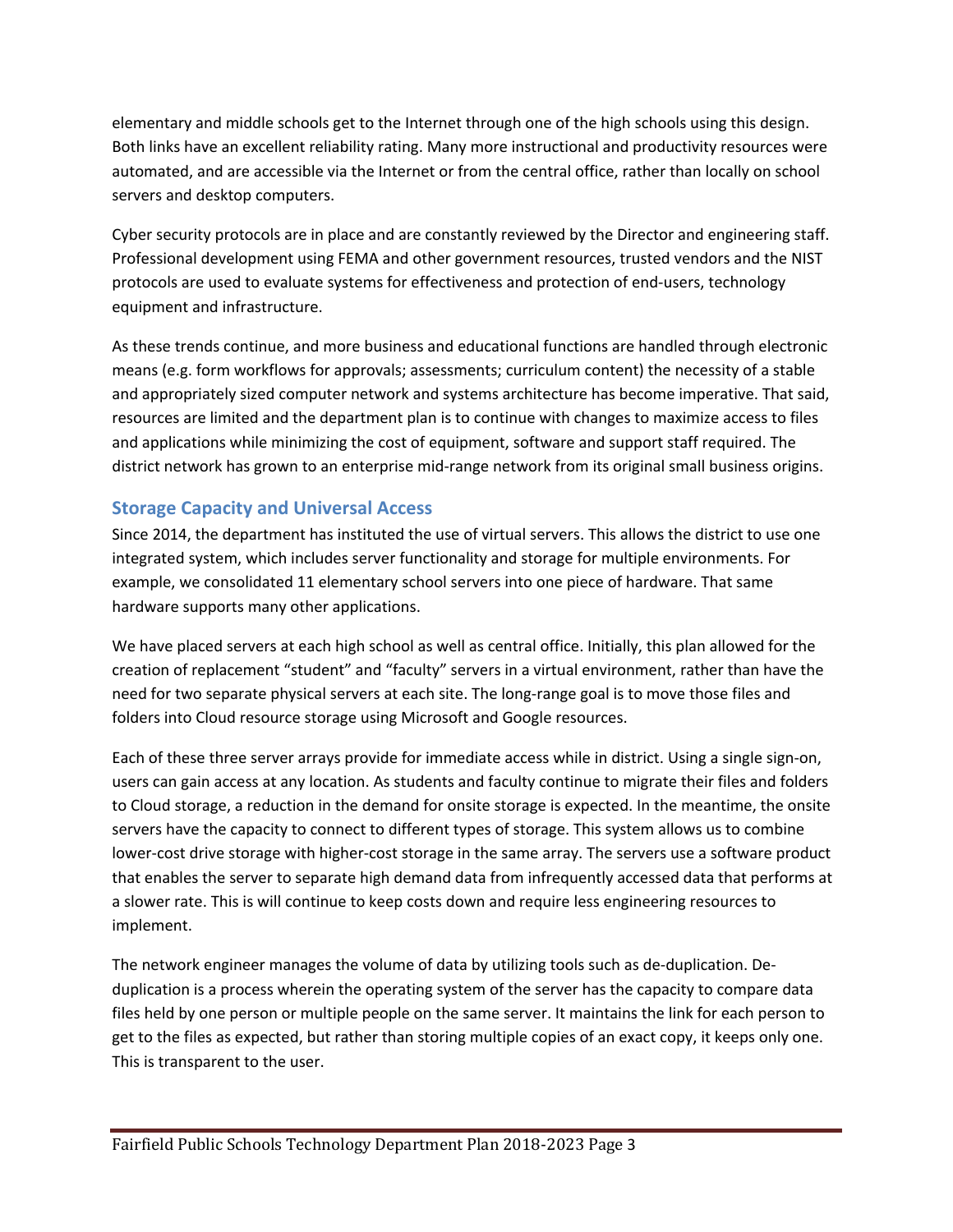elementary and middle schools get to the Internet through one of the high schools using this design. Both links have an excellent reliability rating. Many more instructional and productivity resources were automated, and are accessible via the Internet or from the central office, rather than locally on school servers and desktop computers.

Cyber security protocols are in place and are constantly reviewed by the Director and engineering staff. Professional development using FEMA and other government resources, trusted vendors and the NIST protocols are used to evaluate systems for effectiveness and protection of end-users, technology equipment and infrastructure.

As these trends continue, and more business and educational functions are handled through electronic means (e.g. form workflows for approvals; assessments; curriculum content) the necessity of a stable and appropriately sized computer network and systems architecture has become imperative. That said, resources are limited and the department plan is to continue with changes to maximize access to files and applications while minimizing the cost of equipment, software and support staff required. The district network has grown to an enterprise mid-range network from its original small business origins.

## Storage Capacity and Universal Access

Since 2014, the department has instituted the use of virtual servers. This allows the district to use one integrated system, which includes server functionality and storage for multiple environments. For example, we consolidated 11 elementary school servers into one piece of hardware. That same hardware supports many other applications.

We have placed servers at each high school as well as central office. Initially, this plan allowed for the creation of replacement "student" and "faculty" servers in a virtual environment, rather than have the need for two separate physical servers at each site. The long-range goal is to move those files and folders into Cloud resource storage using Microsoft and Google resources.

Each of these three server arrays provide for immediate access while in district. Using a single sign-on, users can gain access at any location. As students and faculty continue to migrate their files and folders to Cloud storage, a reduction in the demand for onsite storage is expected. In the meantime, the onsite servers have the capacity to connect to different types of storage. This system allows us to combine lower-cost drive storage with higher-cost storage in the same array. The servers use a software product that enables the server to separate high demand data from infrequently accessed data that performs at a slower rate. This is will continue to keep costs down and require less engineering resources to implement.

The network engineer manages the volume of data by utilizing tools such as de-duplication. De-duplication is a process wherein the operating system of the server has the capacity to compare data files held by one person or multiple people on the same server. It maintains the link for each person to get to the files as expected, but rather than storing multiple copies of an exact copy, it keeps only one. This is transparent to the user.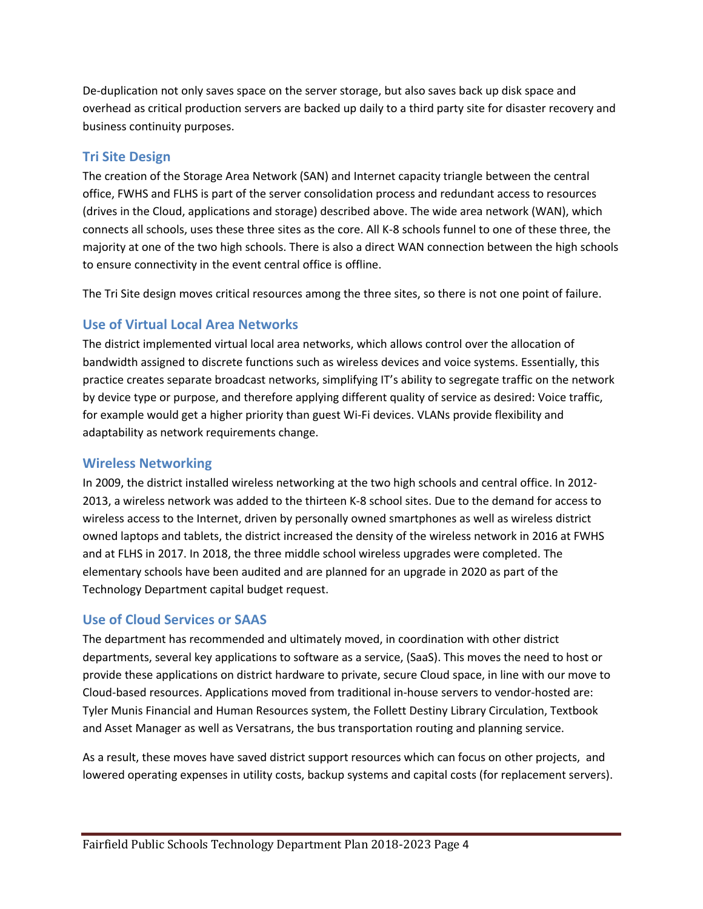De-duplication not only saves space on the server storage, but also saves back up disk space and overhead as critical production servers are backed up daily to a third party site for disaster recovery and business continuity purposes.

## Tri Site Design

The creation of the Storage Area Network (SAN) and Internet capacity triangle between the central office, FWHS and FLHS is part of the server consolidation process and redundant access to resources (drives in the Cloud, applications and storage) described above. The wide area network (WAN), which connects all schools, uses these three sites as the core. All K-8 schools funnel to one of these three, the majority at one of the two high schools. There is also a direct WAN connection between the high schools to ensure connectivity in the event central office is offline.

The Tri Site design moves critical resources among the three sites, so there is not one point of failure.

## Use of Virtual Local Area Networks

The district implemented virtual local area networks, which allows control over the allocation of bandwidth assigned to discrete functions such as wireless devices and voice systems. Essentially, this practice creates separate broadcast networks, simplifying IT's ability to segregate traffic on the network by device type or purpose, and therefore applying different quality of service as desired: Voice traffic, for example would get a higher priority than guest Wi-Fi devices. VLANs provide flexibility and adaptability as network requirements change.

## Wireless Networking

In 2009, the district installed wireless networking at the two high schools and central office. In 2012-2013, a wireless network was added to the thirteen K-8 school sites. Due to the demand for access to wireless access to the Internet, driven by personally owned smartphones as well as wireless district owned laptops and tablets, the district increased the density of the wireless network in 2016 at FWHS and at FLHS in 2017. In 2018, the three middle school wireless upgrades were completed. The elementary schools have been audited and are planned for an upgrade in 2020 as part of the Technology Department capital budget request.

## Use of Cloud Services or SAAS

The department has recommended and ultimately moved, in coordination with other district departments, several key applications to software as a service, (SaaS). This moves the need to host or provide these applications on district hardware to private, secure Cloud space, in line with our move to Cloud-based resources. Applications moved from traditional in-house servers to vendor-hosted are: Tyler Munis Financial and Human Resources system, the Follett Destiny Library Circulation, Textbook and Asset Manager as well as Versatrans, the bus transportation routing and planning service.

As a result, these moves have saved district support resources which can focus on other projects, and lowered operating expenses in utility costs, backup systems and capital costs (for replacement servers).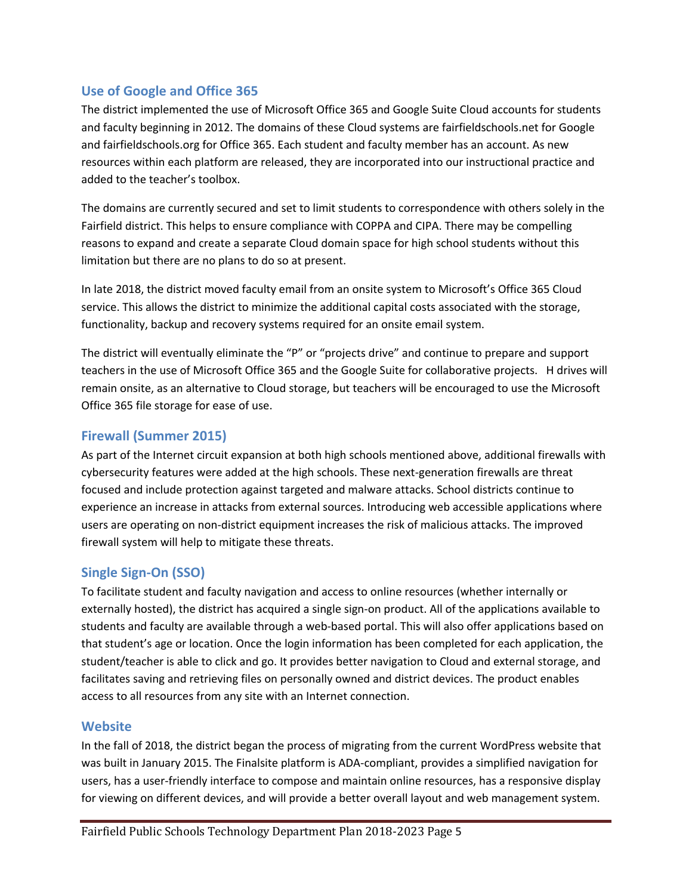## Use of Google and Office 365

The district implemented the use of Microsoft Office 365 and Google Suite Cloud accounts for students and faculty beginning in 2012. The domains of these Cloud systems are fairfieldschools.net for Google and fairfieldschools.org for Office 365. Each student and faculty member has an account. As new resources within each platform are released, they are incorporated into our instructional practice and added to the teacher's toolbox.

The domains are currently secured and set to limit students to correspondence with others solely in the Fairfield district. This helps to ensure compliance with COPPA and CIPA. There may be compelling reasons to expand and create a separate Cloud domain space for high school students without this limitation but there are no plans to do so at present.

In late 2018, the district moved faculty email from an onsite system to Microsoft's Office 365 Cloud service. This allows the district to minimize the additional capital costs associated with the storage, functionality, backup and recovery systems required for an onsite email system.

The district will eventually eliminate the "P" or "projects drive" and continue to prepare and support teachers in the use of Microsoft Office 365 and the Google Suite for collaborative projects. H drives will remain onsite, as an alternative to Cloud storage, but teachers will be encouraged to use the Microsoft Office 365 file storage for ease of use.

## Firewall (Summer 2015)

As part of the Internet circuit expansion at both high schools mentioned above, additional firewalls with cybersecurity features were added at the high schools. These next-generation firewalls are threat focused and include protection against targeted and malware attacks. School districts continue to experience an increase in attacks from external sources. Introducing web accessible applications where users are operating on non-district equipment increases the risk of malicious attacks. The improved firewall system will help to mitigate these threats.

## Single Sign-On (SSO)

To facilitate student and faculty navigation and access to online resources (whether internally or externally hosted), the district has acquired a single sign-on product. All of the applications available to students and faculty are available through a web-based portal. This will also offer applications based on that student's age or location. Once the login information has been completed for each application, the student/teacher is able to click and go. It provides better navigation to Cloud and external storage, and facilitates saving and retrieving files on personally owned and district devices. The product enables access to all resources from any site with an Internet connection.

## Website

In the fall of 2018, the district began the process of migrating from the current WordPress website that was built in January 2015. The Finalsite platform is ADA-compliant, provides a simplified navigation for users, has a user-friendly interface to compose and maintain online resources, has a responsive display for viewing on different devices, and will provide a better overall layout and web management system.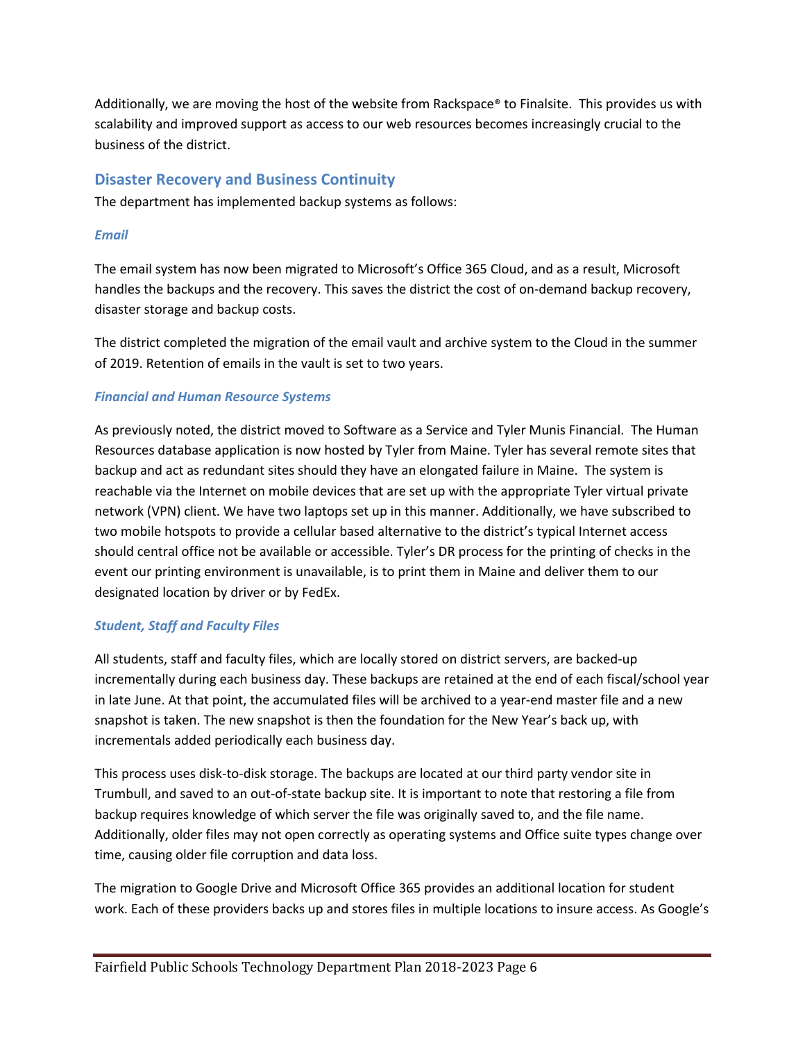Additionally, we are moving the host of the website from Rackspace® to Finalsite. This provides us with scalability and improved support as access to our web resources becomes increasingly crucial to the business of the district.

## Disaster Recovery and Business Continuity

The department has implemented backup systems as follows:

### *Email*

The email system has now been migrated to Microsoft's Office 365 Cloud, and as a result, Microsoft handles the backups and the recovery. This saves the district the cost of on-demand backup recovery, disaster storage and backup costs.

The district completed the migration of the email vault and archive system to the Cloud in the summer of 2019. Retention of emails in the vault is set to two years.

### *Financial and Human Resource Systems*

As previously noted, the district moved to Software as a Service and Tyler Munis Financial. The Human Resources database application is now hosted by Tyler from Maine. Tyler has several remote sites that backup and act as redundant sites should they have an elongated failure in Maine. The system is reachable via the Internet on mobile devices that are set up with the appropriate Tyler virtual private network (VPN) client. We have two laptops set up in this manner. Additionally, we have subscribed to two mobile hotspots to provide a cellular based alternative to the district's typical Internet access should central office not be available or accessible. Tyler's DR process for the printing of checks in the event our printing environment is unavailable, is to print them in Maine and deliver them to our designated location by driver or by FedEx.

### *Student, Staff and Faculty Files*

All students, staff and faculty files, which are locally stored on district servers, are backed-up incrementally during each business day. These backups are retained at the end of each fiscal/school year in late June. At that point, the accumulated files will be archived to a year-end master file and a new snapshot is taken. The new snapshot is then the foundation for the New Year's back up, with incrementals added periodically each business day.

This process uses disk-to-disk storage. The backups are located at our third party vendor site in Trumbull, and saved to an out-of-state backup site. It is important to note that restoring a file from backup requires knowledge of which server the file was originally saved to, and the file name. Additionally, older files may not open correctly as operating systems and Office suite types change over time, causing older file corruption and data loss.

The migration to Google Drive and Microsoft Office 365 provides an additional location for student work. Each of these providers backs up and stores files in multiple locations to insure access. As Google's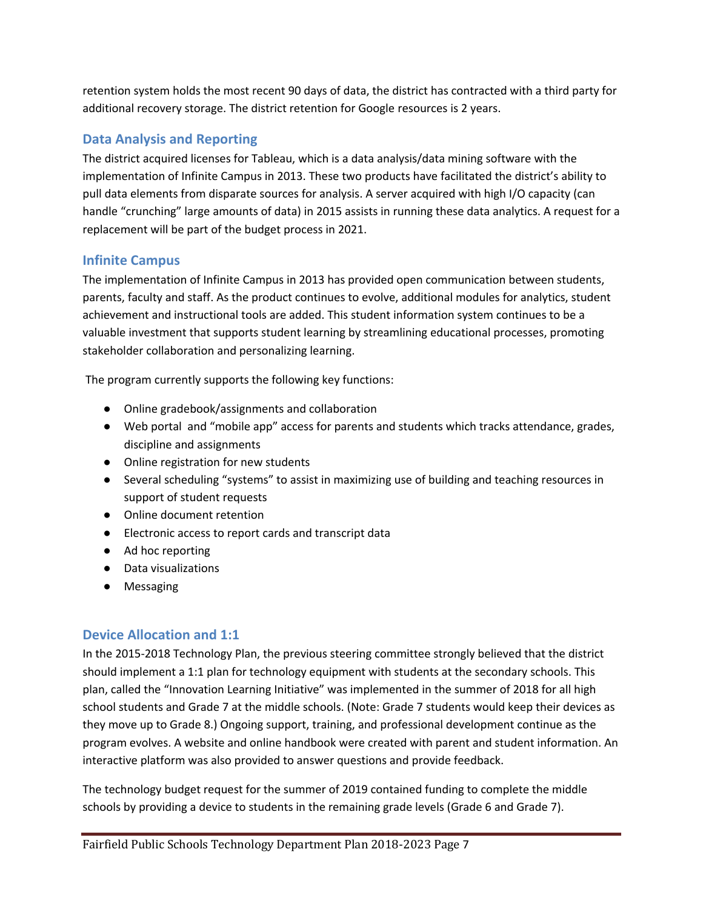retention system holds the most recent 90 days of data, the district has contracted with a third party for additional recovery storage. The district retention for Google resources is 2 years.

## Data Analysis and Reporting

The district acquired licenses for Tableau, which is a data analysis/data mining software with the implementation of Infinite Campus in 2013. These two products have facilitated the district's ability to pull data elements from disparate sources for analysis. A server acquired with high I/O capacity (can handle "crunching" large amounts of data) in 2015 assists in running these data analytics. A request for a replacement will be part of the budget process in 2021.

## Infinite Campus

The implementation of Infinite Campus in 2013 has provided open communication between students, parents, faculty and staff. As the product continues to evolve, additional modules for analytics, student achievement and instructional tools are added. This student information system continues to be a valuable investment that supports student learning by streamlining educational processes, promoting stakeholder collaboration and personalizing learning.

The program currently supports the following key functions:

- Online gradebook/assignments and collaboration
- Web portal and "mobile app" access for parents and students which tracks attendance, grades, discipline and assignments
- Online registration for new students
- Several scheduling "systems" to assist in maximizing use of building and teaching resources in support of student requests
- Online document retention
- Electronic access to report cards and transcript data
- Ad hoc reporting
- Data visualizations
- Messaging

## Device Allocation and 1:1

In the 2015-2018 Technology Plan, the previous steering committee strongly believed that the district should implement a 1:1 plan for technology equipment with students at the secondary schools. This plan, called the "Innovation Learning Initiative" was implemented in the summer of 2018 for all high school students and Grade 7 at the middle schools. (Note: Grade 7 students would keep their devices as they move up to Grade 8.) Ongoing support, training, and professional development continue as the program evolves. A website and online handbook were created with parent and student information. An interactive platform was also provided to answer questions and provide feedback.

The technology budget request for the summer of 2019 contained funding to complete the middle schools by providing a device to students in the remaining grade levels (Grade 6 and Grade 7).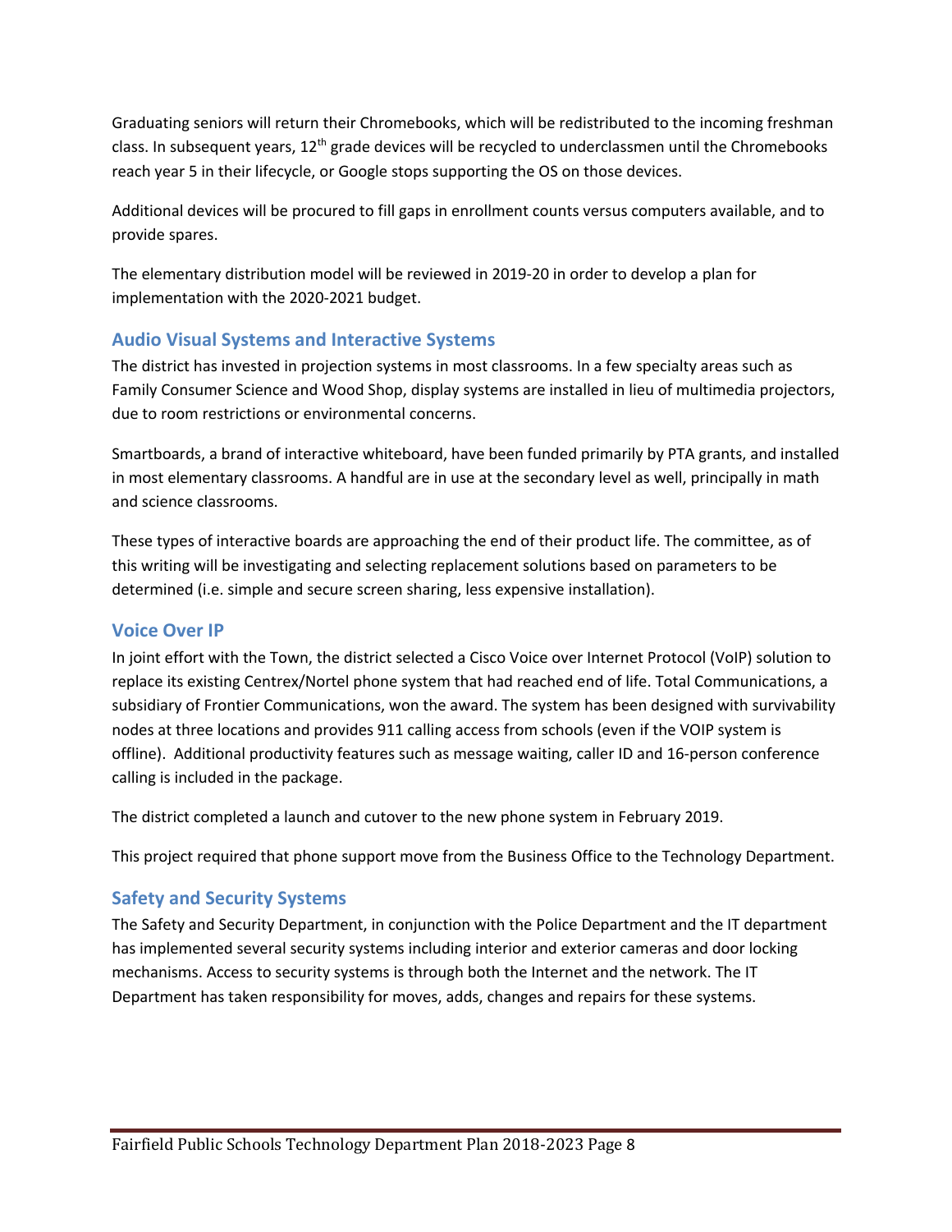Graduating seniors will return their Chromebooks, which will be redistributed to the incoming freshman class. In subsequent years, 12th grade devices will be recycled to underclassmen until the Chromebooks reach year 5 in their lifecycle, or Google stops supporting the OS on those devices.

Additional devices will be procured to fill gaps in enrollment counts versus computers available, and to provide spares.

The elementary distribution model will be reviewed in 2019-20 in order to develop a plan for implementation with the 2020-2021 budget.

## Audio Visual Systems and Interactive Systems

The district has invested in projection systems in most classrooms. In a few specialty areas such as Family Consumer Science and Wood Shop, display systems are installed in lieu of multimedia projectors, due to room restrictions or environmental concerns.

Smartboards, a brand of interactive whiteboard, have been funded primarily by PTA grants, and installed in most elementary classrooms. A handful are in use at the secondary level as well, principally in math and science classrooms.

These types of interactive boards are approaching the end of their product life. The committee, as of this writing will be investigating and selecting replacement solutions based on parameters to be determined (i.e. simple and secure screen sharing, less expensive installation).

## Voice Over IP

In joint effort with the Town, the district selected a Cisco Voice over Internet Protocol (VoIP) solution to replace its existing Centrex/Nortel phone system that had reached end of life. Total Communications, a subsidiary of Frontier Communications, won the award. The system has been designed with survivability nodes at three locations and provides 911 calling access from schools (even if the VOIP system is offline). Additional productivity features such as message waiting, caller ID and 16-person conference calling is included in the package.

The district completed a launch and cutover to the new phone system in February 2019.

This project required that phone support move from the Business Office to the Technology Department.

## Safety and Security Systems

The Safety and Security Department, in conjunction with the Police Department and the IT department has implemented several security systems including interior and exterior cameras and door locking mechanisms. Access to security systems is through both the Internet and the network. The IT Department has taken responsibility for moves, adds, changes and repairs for these systems.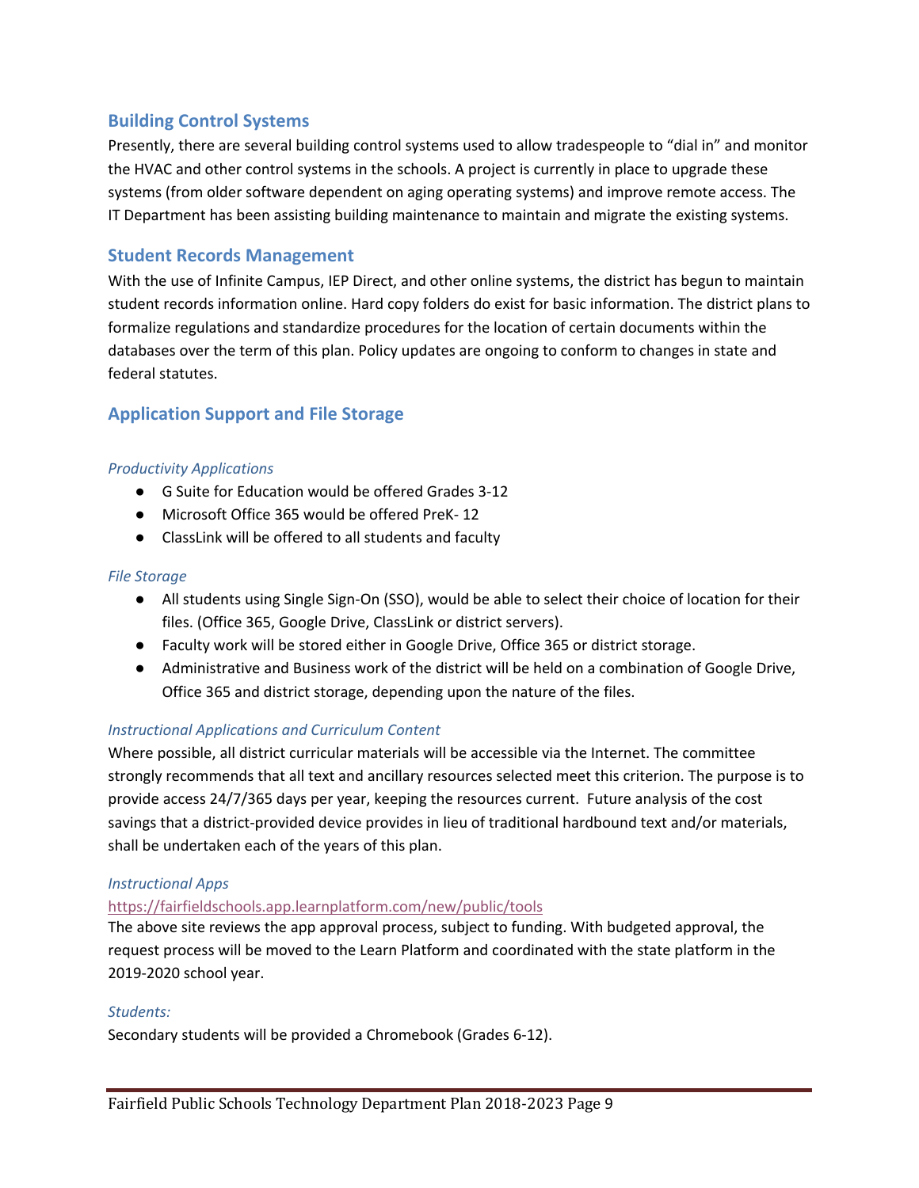## Building Control Systems

Presently, there are several building control systems used to allow tradespeople to "dial in" and monitor the HVAC and other control systems in the schools. A project is currently in place to upgrade these systems (from older software dependent on aging operating systems) and improve remote access. The IT Department has been assisting building maintenance to maintain and migrate the existing systems.

## Student Records Management

With the use of Infinite Campus, IEP Direct, and other online systems, the district has begun to maintain student records information online. Hard copy folders do exist for basic information. The district plans to formalize regulations and standardize procedures for the location of certain documents within the databases over the term of this plan. Policy updates are ongoing to conform to changes in state and federal statutes.

## Application Support and File Storage

### *Productivity Applications*

- G Suite for Education would be offered Grades 3-12
- Microsoft Office 365 would be offered PreK- 12
- ClassLink will be offered to all students and faculty

### *File Storage*

- All students using Single Sign-On (SSO), would be able to select their choice of location for their files. (Office 365, Google Drive, ClassLink or district servers).
- Faculty work will be stored either in Google Drive, Office 365 or district storage.
- Administrative and Business work of the district will be held on a combination of Google Drive, Office 365 and district storage, depending upon the nature of the files.

### *Instructional Applications and Curriculum Content*

Where possible, all district curricular materials will be accessible via the Internet. The committee strongly recommends that all text and ancillary resources selected meet this criterion. The purpose is to provide access 24/7/365 days per year, keeping the resources current. Future analysis of the cost savings that a district-provided device provides in lieu of traditional hardbound text and/or materials, shall be undertaken each of the years of this plan.

### *Instructional Apps*

https://fairfieldschools.app.learnplatform.com/new/public/tools

The above site reviews the app approval process, subject to funding. With budgeted approval, the request process will be moved to the Learn Platform and coordinated with the state platform in the 2019-2020 school year.

### *Students:*

Secondary students will be provided a Chromebook (Grades 6-12).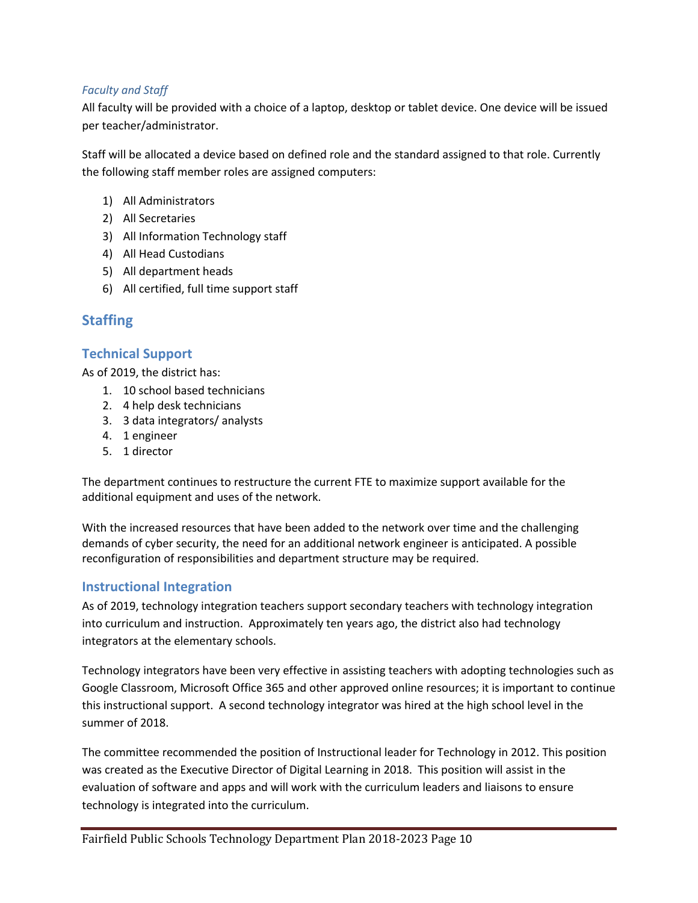*Faculty and Staff*

All faculty will be provided with a choice of a laptop, desktop or tablet device. One device will be issued per teacher/administrator.

Staff will be allocated a device based on defined role and the standard assigned to that role. Currently the following staff member roles are assigned computers:

1) All Administrators
2) All Secretaries
3) All Information Technology staff
4) All Head Custodians
5) All department heads
6) All certified, full time support staff

## Staffing

### Technical Support

As of 2019, the district has:

1. 10 school based technicians
2. 4 help desk technicians
3. 3 data integrators/ analysts
4. 1 engineer
5. 1 director

The department continues to restructure the current FTE to maximize support available for the additional equipment and uses of the network.

With the increased resources that have been added to the network over time and the challenging demands of cyber security, the need for an additional network engineer is anticipated. A possible reconfiguration of responsibilities and department structure may be required.

### Instructional Integration

As of 2019, technology integration teachers support secondary teachers with technology integration into curriculum and instruction. Approximately ten years ago, the district also had technology integrators at the elementary schools.

Technology integrators have been very effective in assisting teachers with adopting technologies such as Google Classroom, Microsoft Office 365 and other approved online resources; it is important to continue this instructional support. A second technology integrator was hired at the high school level in the summer of 2018.

The committee recommended the position of Instructional leader for Technology in 2012. This position was created as the Executive Director of Digital Learning in 2018. This position will assist in the evaluation of software and apps and will work with the curriculum leaders and liaisons to ensure technology is integrated into the curriculum.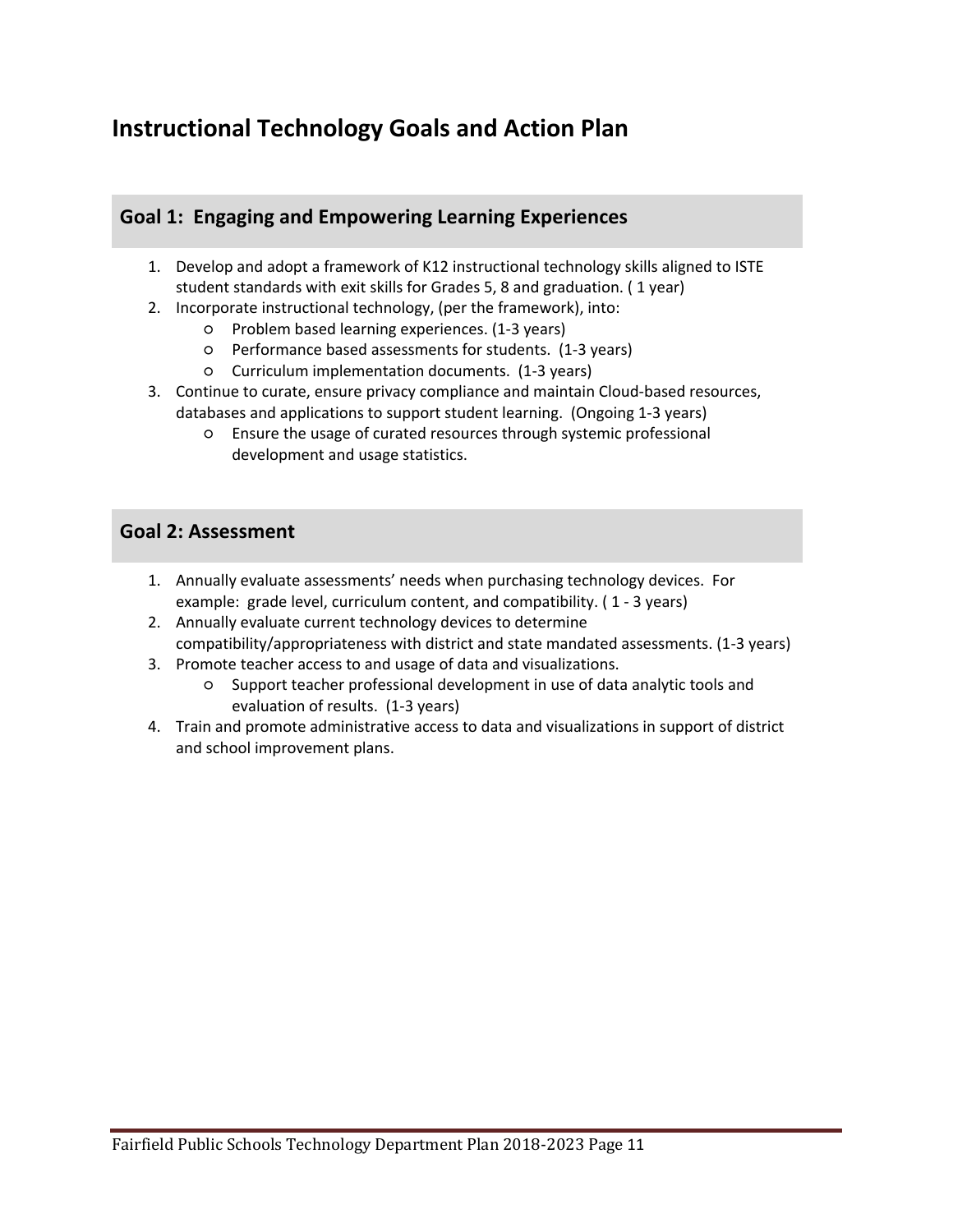# Instructional Technology Goals and Action Plan

## Goal 1: Engaging and Empowering Learning Experiences

1. Develop and adopt a framework of K12 instructional technology skills aligned to ISTE student standards with exit skills for Grades 5, 8 and graduation. ( 1 year)
2. Incorporate instructional technology, (per the framework), into:
   - Problem based learning experiences. (1-3 years)
   - Performance based assessments for students. (1-3 years)
   - Curriculum implementation documents. (1-3 years)
3. Continue to curate, ensure privacy compliance and maintain Cloud-based resources, databases and applications to support student learning. (Ongoing 1-3 years)
   - Ensure the usage of curated resources through systemic professional development and usage statistics.

## Goal 2: Assessment

1. Annually evaluate assessments' needs when purchasing technology devices. For example: grade level, curriculum content, and compatibility. ( 1 - 3 years)
2. Annually evaluate current technology devices to determine compatibility/appropriateness with district and state mandated assessments. (1-3 years)
3. Promote teacher access to and usage of data and visualizations.
   - Support teacher professional development in use of data analytic tools and evaluation of results. (1-3 years)
4. Train and promote administrative access to data and visualizations in support of district and school improvement plans.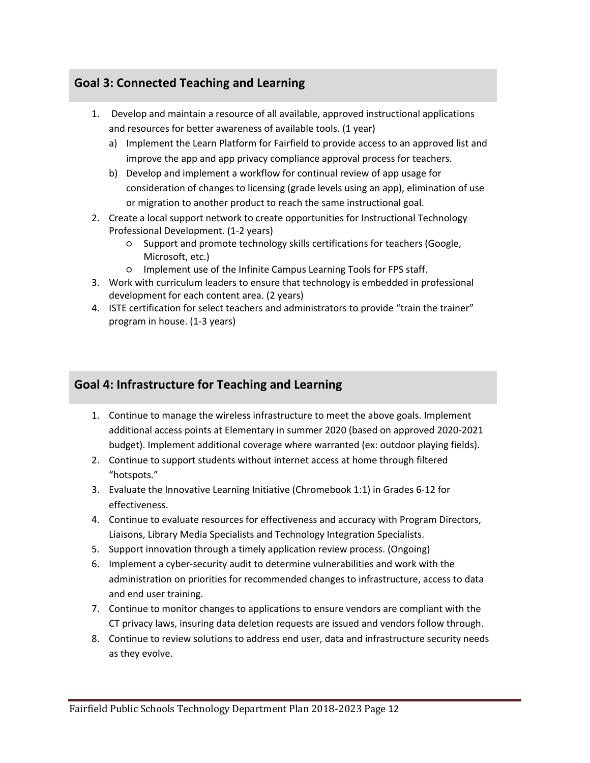## Goal 3: Connected Teaching and Learning

1. Develop and maintain a resource of all available, approved instructional applications and resources for better awareness of available tools. (1 year)
   a) Implement the Learn Platform for Fairfield to provide access to an approved list and improve the app and app privacy compliance approval process for teachers.
   b) Develop and implement a workflow for continual review of app usage for consideration of changes to licensing (grade levels using an app), elimination of use or migration to another product to reach the same instructional goal.
2. Create a local support network to create opportunities for Instructional Technology Professional Development. (1-2 years)
   - Support and promote technology skills certifications for teachers (Google, Microsoft, etc.)
   - Implement use of the Infinite Campus Learning Tools for FPS staff.
3. Work with curriculum leaders to ensure that technology is embedded in professional development for each content area. (2 years)
4. ISTE certification for select teachers and administrators to provide "train the trainer" program in house. (1-3 years)

## Goal 4: Infrastructure for Teaching and Learning

1. Continue to manage the wireless infrastructure to meet the above goals. Implement additional access points at Elementary in summer 2020 (based on approved 2020-2021 budget). Implement additional coverage where warranted (ex: outdoor playing fields).
2. Continue to support students without internet access at home through filtered "hotspots."
3. Evaluate the Innovative Learning Initiative (Chromebook 1:1) in Grades 6-12 for effectiveness.
4. Continue to evaluate resources for effectiveness and accuracy with Program Directors, Liaisons, Library Media Specialists and Technology Integration Specialists.
5. Support innovation through a timely application review process. (Ongoing)
6. Implement a cyber-security audit to determine vulnerabilities and work with the administration on priorities for recommended changes to infrastructure, access to data and end user training.
7. Continue to monitor changes to applications to ensure vendors are compliant with the CT privacy laws, insuring data deletion requests are issued and vendors follow through.
8. Continue to review solutions to address end user, data and infrastructure security needs as they evolve.